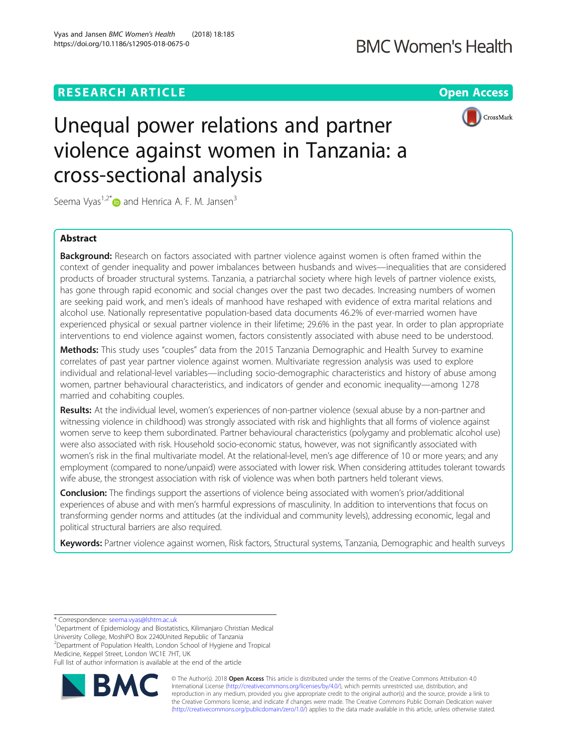RESEARCH ARTICLE

Open Access

# Unequal power relations and partner violence against women in Tanzania: a cross-sectional analysis

Seema Vyas[1,2*] and Henrica A. F. M. Jansen[3]

## Abstract

**Background:** Research on factors associated with partner violence against women is often framed within the context of gender inequality and power imbalances between husbands and wives—inequalities that are considered products of broader structural systems. Tanzania, a patriarchal society where high levels of partner violence exists, has gone through rapid economic and social changes over the past two decades. Increasing numbers of women are seeking paid work, and men's ideals of manhood have reshaped with evidence of extra marital relations and alcohol use. Nationally representative population-based data documents 46.2% of ever-married women have experienced physical or sexual partner violence in their lifetime; 29.6% in the past year. In order to plan appropriate interventions to end violence against women, factors consistently associated with abuse need to be understood.

**Methods:** This study uses "couples" data from the 2015 Tanzania Demographic and Health Survey to examine correlates of past year partner violence against women. Multivariate regression analysis was used to explore individual and relational-level variables—including socio-demographic characteristics and history of abuse among women, partner behavioural characteristics, and indicators of gender and economic inequality—among 1278 married and cohabiting couples.

**Results:** At the individual level, women's experiences of non-partner violence (sexual abuse by a non-partner and witnessing violence in childhood) was strongly associated with risk and highlights that all forms of violence against women serve to keep them subordinated. Partner behavioural characteristics (polygamy and problematic alcohol use) were also associated with risk. Household socio-economic status, however, was not significantly associated with women's risk in the final multivariate model. At the relational-level, men's age difference of 10 or more years; and any employment (compared to none/unpaid) were associated with lower risk. When considering attitudes tolerant towards wife abuse, the strongest association with risk of violence was when both partners held tolerant views.

**Conclusion:** The findings support the assertions of violence being associated with women's prior/additional experiences of abuse and with men's harmful expressions of masculinity. In addition to interventions that focus on transforming gender norms and attitudes (at the individual and community levels), addressing economic, legal and political structural barriers are also required.

**Keywords:** Partner violence against women, Risk factors, Structural systems, Tanzania, Demographic and health surveys

---

\* Correspondence: seema.vyas@lshtm.ac.uk

[1]Department of Epidemiology and Biostatistics, Kilimanjaro Christian Medical University College, MoshiPO Box 2240United Republic of Tanzania

[2]Department of Population Health, London School of Hygiene and Tropical Medicine, Keppel Street, London WC1E 7HT, UK

Full list of author information is available at the end of the article

© The Author(s). 2018 **Open Access** This article is distributed under the terms of the Creative Commons Attribution 4.0 International License (http://creativecommons.org/licenses/by/4.0/), which permits unrestricted use, distribution, and reproduction in any medium, provided you give appropriate credit to the original author(s) and the source, provide a link to the Creative Commons license, and indicate if changes were made. The Creative Commons Public Domain Dedication waiver (http://creativecommons.org/publicdomain/zero/1.0/) applies to the data made available in this article, unless otherwise stated.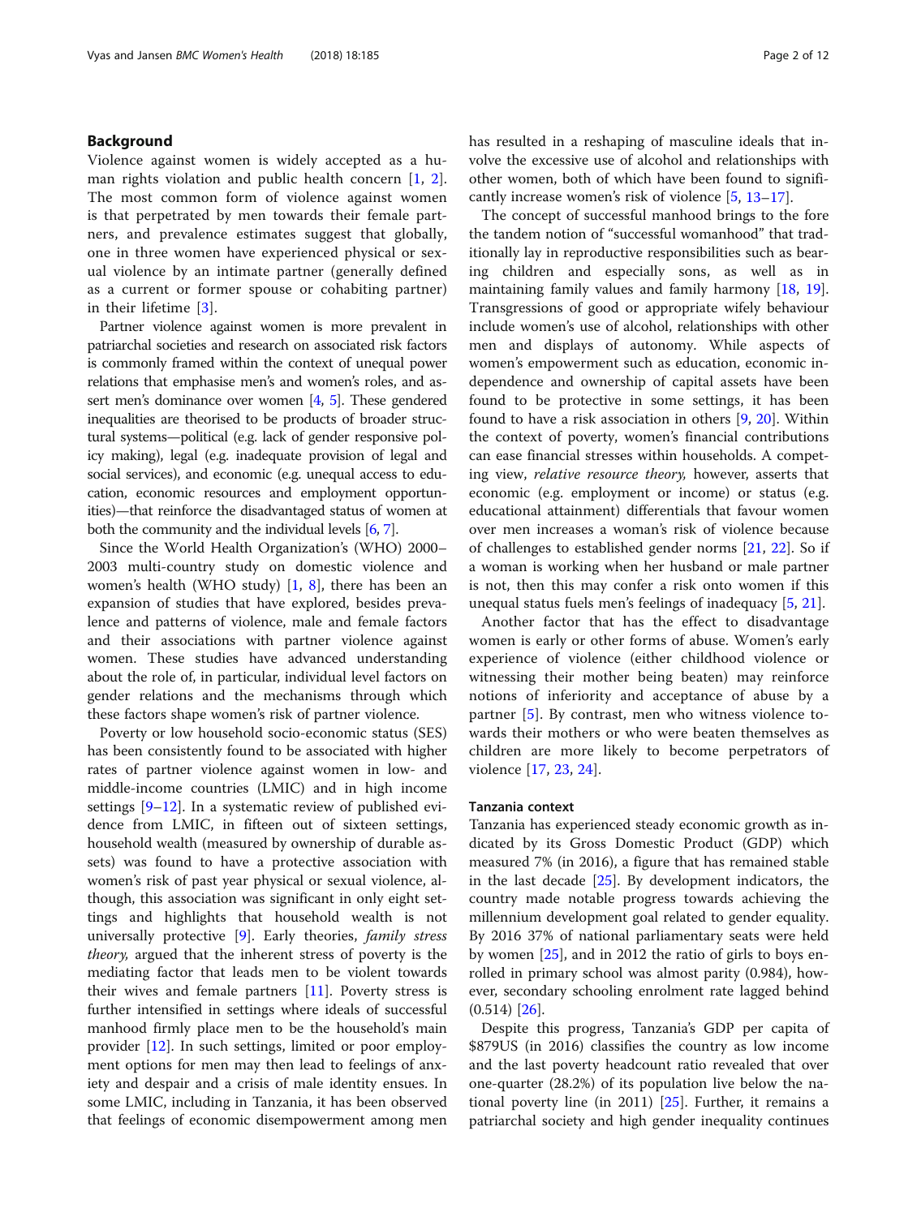## Background

Violence against women is widely accepted as a human rights violation and public health concern [1, 2]. The most common form of violence against women is that perpetrated by men towards their female partners, and prevalence estimates suggest that globally, one in three women have experienced physical or sexual violence by an intimate partner (generally defined as a current or former spouse or cohabiting partner) in their lifetime [3].

Partner violence against women is more prevalent in patriarchal societies and research on associated risk factors is commonly framed within the context of unequal power relations that emphasise men's and women's roles, and assert men's dominance over women [4, 5]. These gendered inequalities are theorised to be products of broader structural systems—political (e.g. lack of gender responsive policy making), legal (e.g. inadequate provision of legal and social services), and economic (e.g. unequal access to education, economic resources and employment opportunities)—that reinforce the disadvantaged status of women at both the community and the individual levels [6, 7].

Since the World Health Organization's (WHO) 2000–2003 multi-country study on domestic violence and women's health (WHO study) [1, 8], there has been an expansion of studies that have explored, besides prevalence and patterns of violence, male and female factors and their associations with partner violence against women. These studies have advanced understanding about the role of, in particular, individual level factors on gender relations and the mechanisms through which these factors shape women's risk of partner violence.

Poverty or low household socio-economic status (SES) has been consistently found to be associated with higher rates of partner violence against women in low- and middle-income countries (LMIC) and in high income settings [9–12]. In a systematic review of published evidence from LMIC, in fifteen out of sixteen settings, household wealth (measured by ownership of durable assets) was found to have a protective association with women's risk of past year physical or sexual violence, although, this association was significant in only eight settings and highlights that household wealth is not universally protective [9]. Early theories, *family stress theory,* argued that the inherent stress of poverty is the mediating factor that leads men to be violent towards their wives and female partners [11]. Poverty stress is further intensified in settings where ideals of successful manhood firmly place men to be the household's main provider [12]. In such settings, limited or poor employment options for men may then lead to feelings of anxiety and despair and a crisis of male identity ensues. In some LMIC, including in Tanzania, it has been observed that feelings of economic disempowerment among men has resulted in a reshaping of masculine ideals that involve the excessive use of alcohol and relationships with other women, both of which have been found to significantly increase women's risk of violence [5, 13–17].

The concept of successful manhood brings to the fore the tandem notion of "successful womanhood" that traditionally lay in reproductive responsibilities such as bearing children and especially sons, as well as in maintaining family values and family harmony [18, 19]. Transgressions of good or appropriate wifely behaviour include women's use of alcohol, relationships with other men and displays of autonomy. While aspects of women's empowerment such as education, economic independence and ownership of capital assets have been found to be protective in some settings, it has been found to have a risk association in others [9, 20]. Within the context of poverty, women's financial contributions can ease financial stresses within households. A competing view, *relative resource theory,* however, asserts that economic (e.g. employment or income) or status (e.g. educational attainment) differentials that favour women over men increases a woman's risk of violence because of challenges to established gender norms [21, 22]. So if a woman is working when her husband or male partner is not, then this may confer a risk onto women if this unequal status fuels men's feelings of inadequacy [5, 21].

Another factor that has the effect to disadvantage women is early or other forms of abuse. Women's early experience of violence (either childhood violence or witnessing their mother being beaten) may reinforce notions of inferiority and acceptance of abuse by a partner [5]. By contrast, men who witness violence towards their mothers or who were beaten themselves as children are more likely to become perpetrators of violence [17, 23, 24].

### Tanzania context

Tanzania has experienced steady economic growth as indicated by its Gross Domestic Product (GDP) which measured 7% (in 2016), a figure that has remained stable in the last decade [25]. By development indicators, the country made notable progress towards achieving the millennium development goal related to gender equality. By 2016 37% of national parliamentary seats were held by women [25], and in 2012 the ratio of girls to boys enrolled in primary school was almost parity (0.984), however, secondary schooling enrolment rate lagged behind (0.514) [26].

Despite this progress, Tanzania's GDP per capita of $879US (in 2016) classifies the country as low income and the last poverty headcount ratio revealed that over one-quarter (28.2%) of its population live below the national poverty line (in 2011) [25]. Further, it remains a patriarchal society and high gender inequality continues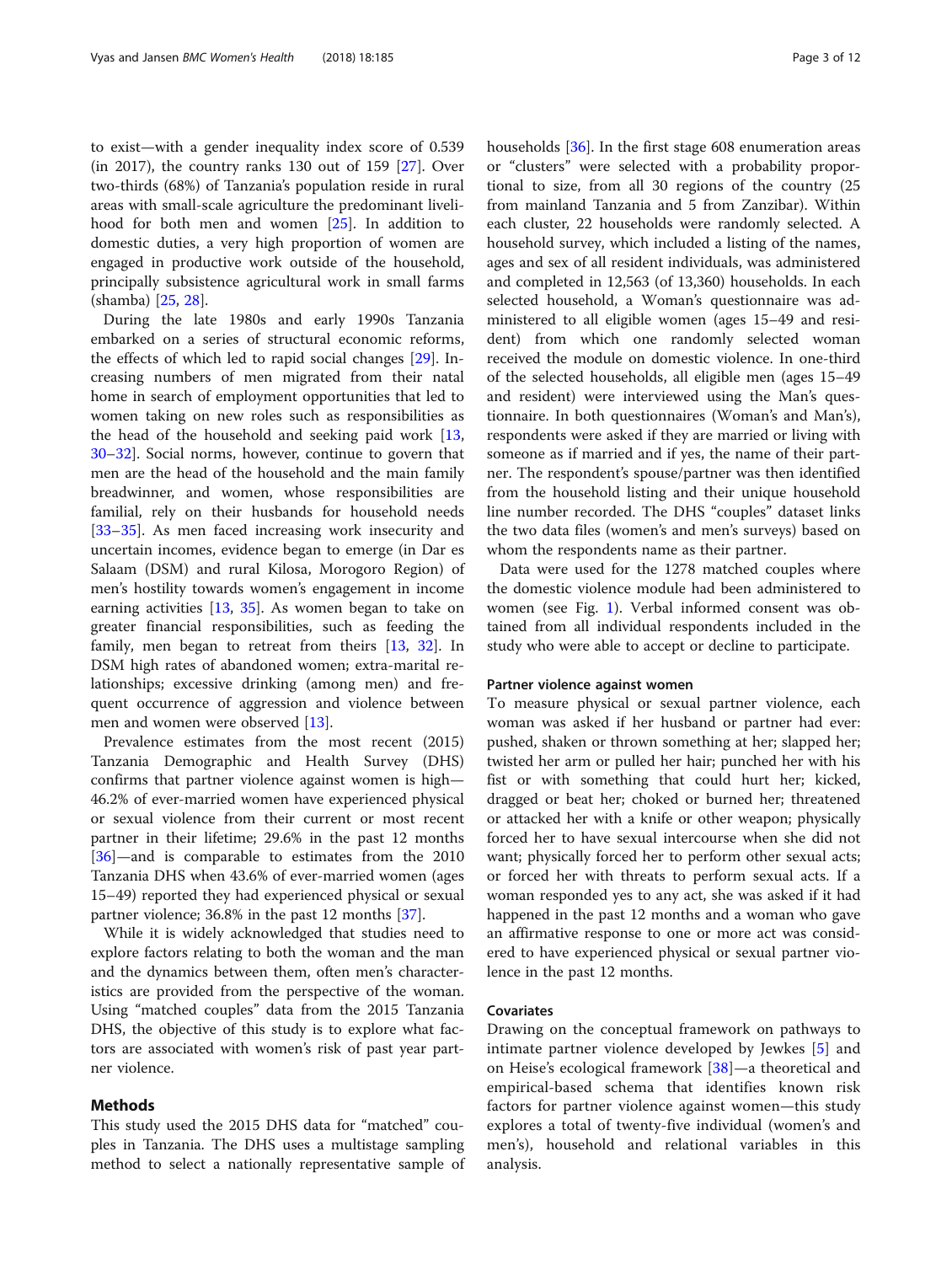to exist—with a gender inequality index score of 0.539 (in 2017), the country ranks 130 out of 159 [27]. Over two-thirds (68%) of Tanzania's population reside in rural areas with small-scale agriculture the predominant livelihood for both men and women [25]. In addition to domestic duties, a very high proportion of women are engaged in productive work outside of the household, principally subsistence agricultural work in small farms (shamba) [25, 28].

During the late 1980s and early 1990s Tanzania embarked on a series of structural economic reforms, the effects of which led to rapid social changes [29]. Increasing numbers of men migrated from their natal home in search of employment opportunities that led to women taking on new roles such as responsibilities as the head of the household and seeking paid work [13, 30–32]. Social norms, however, continue to govern that men are the head of the household and the main family breadwinner, and women, whose responsibilities are familial, rely on their husbands for household needs [33–35]. As men faced increasing work insecurity and uncertain incomes, evidence began to emerge (in Dar es Salaam (DSM) and rural Kilosa, Morogoro Region) of men's hostility towards women's engagement in income earning activities [13, 35]. As women began to take on greater financial responsibilities, such as feeding the family, men began to retreat from theirs [13, 32]. In DSM high rates of abandoned women; extra-marital relationships; excessive drinking (among men) and frequent occurrence of aggression and violence between men and women were observed [13].

Prevalence estimates from the most recent (2015) Tanzania Demographic and Health Survey (DHS) confirms that partner violence against women is high—46.2% of ever-married women have experienced physical or sexual violence from their current or most recent partner in their lifetime; 29.6% in the past 12 months [36]—and is comparable to estimates from the 2010 Tanzania DHS when 43.6% of ever-married women (ages 15–49) reported they had experienced physical or sexual partner violence; 36.8% in the past 12 months [37].

While it is widely acknowledged that studies need to explore factors relating to both the woman and the man and the dynamics between them, often men's characteristics are provided from the perspective of the woman. Using "matched couples" data from the 2015 Tanzania DHS, the objective of this study is to explore what factors are associated with women's risk of past year partner violence.

## Methods

This study used the 2015 DHS data for "matched" couples in Tanzania. The DHS uses a multistage sampling method to select a nationally representative sample of households [36]. In the first stage 608 enumeration areas or "clusters" were selected with a probability proportional to size, from all 30 regions of the country (25 from mainland Tanzania and 5 from Zanzibar). Within each cluster, 22 households were randomly selected. A household survey, which included a listing of the names, ages and sex of all resident individuals, was administered and completed in 12,563 (of 13,360) households. In each selected household, a Woman's questionnaire was administered to all eligible women (ages 15–49 and resident) from which one randomly selected woman received the module on domestic violence. In one-third of the selected households, all eligible men (ages 15–49 and resident) were interviewed using the Man's questionnaire. In both questionnaires (Woman's and Man's), respondents were asked if they are married or living with someone as if married and if yes, the name of their partner. The respondent's spouse/partner was then identified from the household listing and their unique household line number recorded. The DHS "couples" dataset links the two data files (women's and men's surveys) based on whom the respondents name as their partner.

Data were used for the 1278 matched couples where the domestic violence module had been administered to women (see Fig. 1). Verbal informed consent was obtained from all individual respondents included in the study who were able to accept or decline to participate.

### Partner violence against women

To measure physical or sexual partner violence, each woman was asked if her husband or partner had ever: pushed, shaken or thrown something at her; slapped her; twisted her arm or pulled her hair; punched her with his fist or with something that could hurt her; kicked, dragged or beat her; choked or burned her; threatened or attacked her with a knife or other weapon; physically forced her to have sexual intercourse when she did not want; physically forced her to perform other sexual acts; or forced her with threats to perform sexual acts. If a woman responded yes to any act, she was asked if it had happened in the past 12 months and a woman who gave an affirmative response to one or more act was considered to have experienced physical or sexual partner violence in the past 12 months.

### Covariates

Drawing on the conceptual framework on pathways to intimate partner violence developed by Jewkes [5] and on Heise's ecological framework [38]—a theoretical and empirical-based schema that identifies known risk factors for partner violence against women—this study explores a total of twenty-five individual (women's and men's), household and relational variables in this analysis.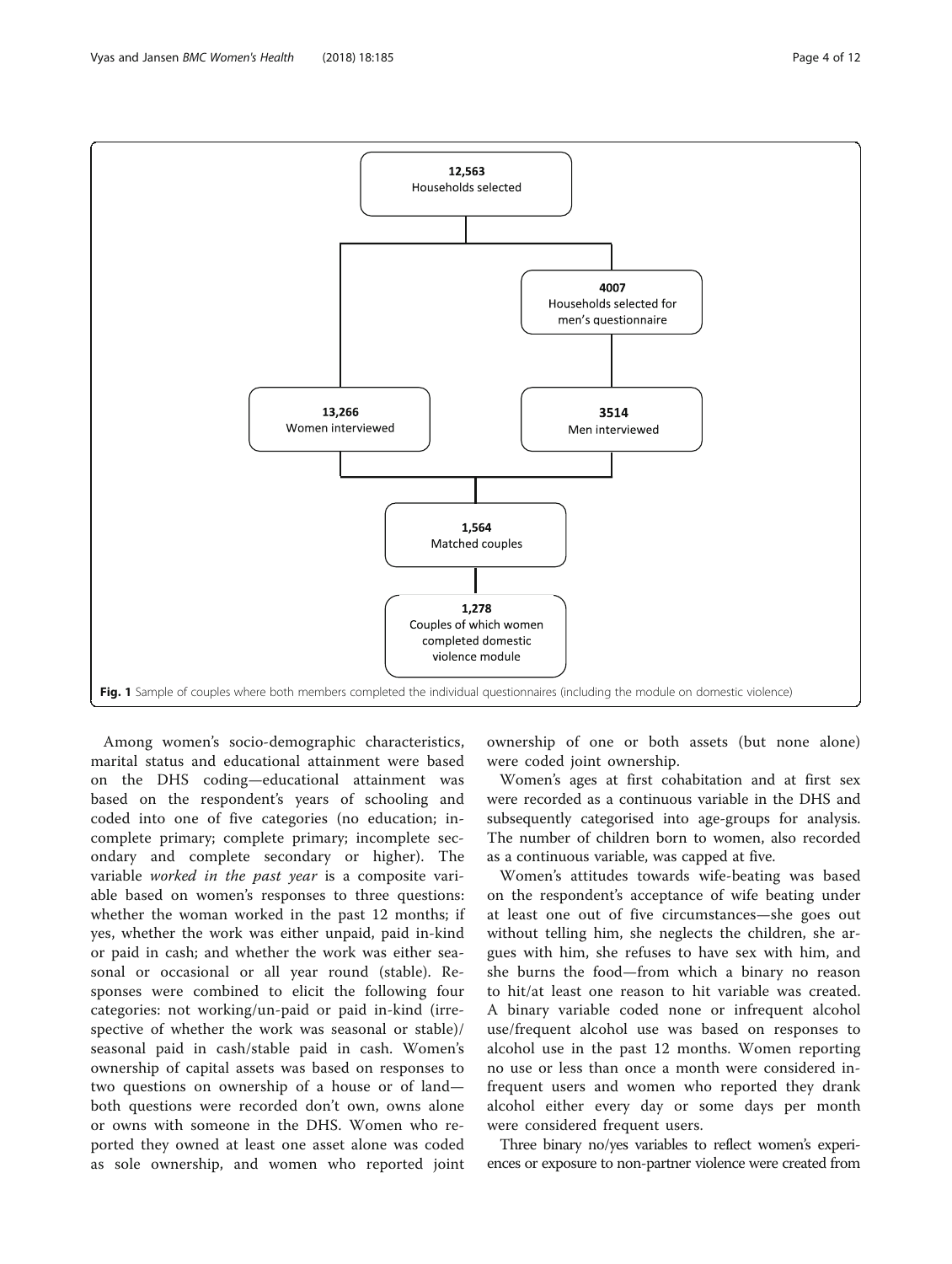12,563
Households selected

4007
Households selected for men's questionnaire

13,266
Women interviewed

3514
Men interviewed

1,564
Matched couples

1,278
Couples of which women completed domestic violence module

**Fig. 1** Sample of couples where both members completed the individual questionnaires (including the module on domestic violence)

Among women's socio-demographic characteristics, marital status and educational attainment were based on the DHS coding—educational attainment was based on the respondent's years of schooling and coded into one of five categories (no education; incomplete primary; complete primary; incomplete secondary and complete secondary or higher). The variable *worked in the past year* is a composite variable based on women's responses to three questions: whether the woman worked in the past 12 months; if yes, whether the work was either unpaid, paid in-kind or paid in cash; and whether the work was either seasonal or occasional or all year round (stable). Responses were combined to elicit the following four categories: not working/un-paid or paid in-kind (irrespective of whether the work was seasonal or stable)/seasonal paid in cash/stable paid in cash. Women's ownership of capital assets was based on responses to two questions on ownership of a house or of land—both questions were recorded don't own, owns alone or owns with someone in the DHS. Women who reported they owned at least one asset alone was coded as sole ownership, and women who reported joint ownership of one or both assets (but none alone) were coded joint ownership.

Women's ages at first cohabitation and at first sex were recorded as a continuous variable in the DHS and subsequently categorised into age-groups for analysis. The number of children born to women, also recorded as a continuous variable, was capped at five.

Women's attitudes towards wife-beating was based on the respondent's acceptance of wife beating under at least one out of five circumstances—she goes out without telling him, she neglects the children, she argues with him, she refuses to have sex with him, and she burns the food—from which a binary no reason to hit/at least one reason to hit variable was created. A binary variable coded none or infrequent alcohol use/frequent alcohol use was based on responses to alcohol use in the past 12 months. Women reporting no use or less than once a month were considered infrequent users and women who reported they drank alcohol either every day or some days per month were considered frequent users.

Three binary no/yes variables to reflect women's experiences or exposure to non-partner violence were created from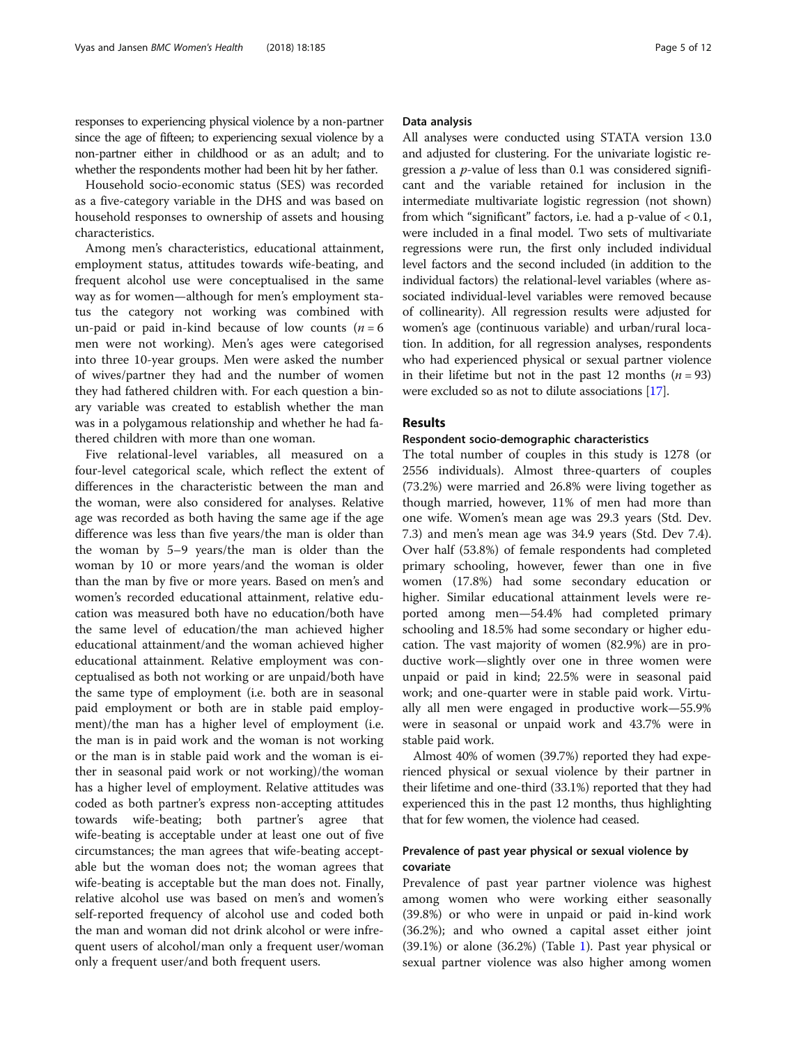responses to experiencing physical violence by a non-partner since the age of fifteen; to experiencing sexual violence by a non-partner either in childhood or as an adult; and to whether the respondents mother had been hit by her father.

Household socio-economic status (SES) was recorded as a five-category variable in the DHS and was based on household responses to ownership of assets and housing characteristics.

Among men's characteristics, educational attainment, employment status, attitudes towards wife-beating, and frequent alcohol use were conceptualised in the same way as for women—although for men's employment status the category not working was combined with un-paid or paid in-kind because of low counts ($n = 6$ men were not working). Men's ages were categorised into three 10-year groups. Men were asked the number of wives/partner they had and the number of women they had fathered children with. For each question a binary variable was created to establish whether the man was in a polygamous relationship and whether he had fathered children with more than one woman.

Five relational-level variables, all measured on a four-level categorical scale, which reflect the extent of differences in the characteristic between the man and the woman, were also considered for analyses. Relative age was recorded as both having the same age if the age difference was less than five years/the man is older than the woman by 5–9 years/the man is older than the woman by 10 or more years/and the woman is older than the man by five or more years. Based on men's and women's recorded educational attainment, relative education was measured both have no education/both have the same level of education/the man achieved higher educational attainment/and the woman achieved higher educational attainment. Relative employment was conceptualised as both not working or are unpaid/both have the same type of employment (i.e. both are in seasonal paid employment or both are in stable paid employment)/the man has a higher level of employment (i.e. the man is in paid work and the woman is not working or the man is in stable paid work and the woman is either in seasonal paid work or not working)/the woman has a higher level of employment. Relative attitudes was coded as both partner's express non-accepting attitudes towards wife-beating; both partner's agree that wife-beating is acceptable under at least one out of five circumstances; the man agrees that wife-beating acceptable but the woman does not; the woman agrees that wife-beating is acceptable but the man does not. Finally, relative alcohol use was based on men's and women's self-reported frequency of alcohol use and coded both the man and woman did not drink alcohol or were infrequent users of alcohol/man only a frequent user/woman only a frequent user/and both frequent users.

### Data analysis

All analyses were conducted using STATA version 13.0 and adjusted for clustering. For the univariate logistic regression a *p*-value of less than 0.1 was considered significant and the variable retained for inclusion in the intermediate multivariate logistic regression (not shown) from which "significant" factors, i.e. had a p-value of < 0.1, were included in a final model. Two sets of multivariate regressions were run, the first only included individual level factors and the second included (in addition to the individual factors) the relational-level variables (where associated individual-level variables were removed because of collinearity). All regression results were adjusted for women's age (continuous variable) and urban/rural location. In addition, for all regression analyses, respondents who had experienced physical or sexual partner violence in their lifetime but not in the past 12 months ($n = 93$) were excluded so as not to dilute associations [17].

## Results

### Respondent socio-demographic characteristics

The total number of couples in this study is 1278 (or 2556 individuals). Almost three-quarters of couples (73.2%) were married and 26.8% were living together as though married, however, 11% of men had more than one wife. Women's mean age was 29.3 years (Std. Dev. 7.3) and men's mean age was 34.9 years (Std. Dev 7.4). Over half (53.8%) of female respondents had completed primary schooling, however, fewer than one in five women (17.8%) had some secondary education or higher. Similar educational attainment levels were reported among men—54.4% had completed primary schooling and 18.5% had some secondary or higher education. The vast majority of women (82.9%) are in productive work—slightly over one in three women were unpaid or paid in kind; 22.5% were in seasonal paid work; and one-quarter were in stable paid work. Virtually all men were engaged in productive work—55.9% were in seasonal or unpaid work and 43.7% were in stable paid work.

Almost 40% of women (39.7%) reported they had experienced physical or sexual violence by their partner in their lifetime and one-third (33.1%) reported that they had experienced this in the past 12 months, thus highlighting that for few women, the violence had ceased.

### Prevalence of past year physical or sexual violence by covariate

Prevalence of past year partner violence was highest among women who were working either seasonally (39.8%) or who were in unpaid or paid in-kind work (36.2%); and who owned a capital asset either joint (39.1%) or alone (36.2%) (Table 1). Past year physical or sexual partner violence was also higher among women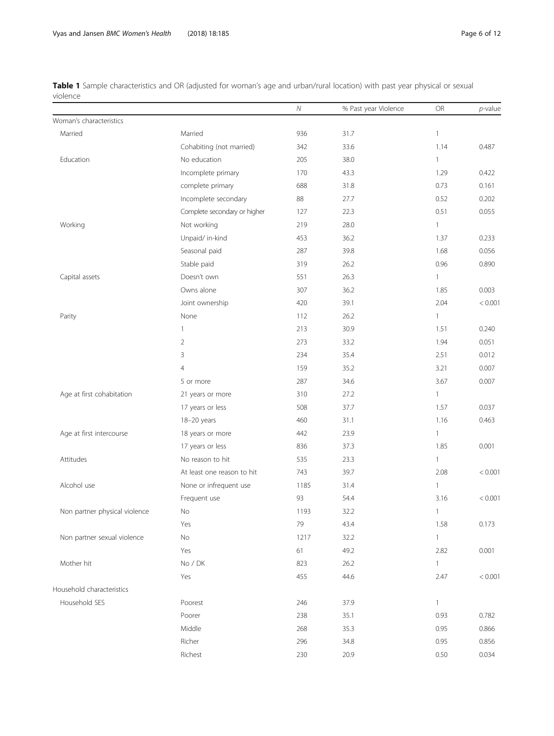**Table 1** Sample characteristics and OR (adjusted for woman's age and urban/rural location) with past year physical or sexual violence

| | | *N* | % Past year Violence | OR | *p*-value |
|---|---|---|---|---|---|
| Woman's characteristics | | | | | |
| Married | Married | 936 | 31.7 | 1 | |
| | Cohabiting (not married) | 342 | 33.6 | 1.14 | 0.487 |
| Education | No education | 205 | 38.0 | 1 | |
| | Incomplete primary | 170 | 43.3 | 1.29 | 0.422 |
| | complete primary | 688 | 31.8 | 0.73 | 0.161 |
| | Incomplete secondary | 88 | 27.7 | 0.52 | 0.202 |
| | Complete secondary or higher | 127 | 22.3 | 0.51 | 0.055 |
| Working | Not working | 219 | 28.0 | 1 | |
| | Unpaid/ in-kind | 453 | 36.2 | 1.37 | 0.233 |
| | Seasonal paid | 287 | 39.8 | 1.68 | 0.056 |
| | Stable paid | 319 | 26.2 | 0.96 | 0.890 |
| Capital assets | Doesn't own | 551 | 26.3 | 1 | |
| | Owns alone | 307 | 36.2 | 1.85 | 0.003 |
| | Joint ownership | 420 | 39.1 | 2.04 | < 0.001 |
| Parity | None | 112 | 26.2 | 1 | |
| | 1 | 213 | 30.9 | 1.51 | 0.240 |
| | 2 | 273 | 33.2 | 1.94 | 0.051 |
| | 3 | 234 | 35.4 | 2.51 | 0.012 |
| | 4 | 159 | 35.2 | 3.21 | 0.007 |
| | 5 or more | 287 | 34.6 | 3.67 | 0.007 |
| Age at first cohabitation | 21 years or more | 310 | 27.2 | 1 | |
| | 17 years or less | 508 | 37.7 | 1.57 | 0.037 |
| | 18–20 years | 460 | 31.1 | 1.16 | 0.463 |
| Age at first intercourse | 18 years or more | 442 | 23.9 | 1 | |
| | 17 years or less | 836 | 37.3 | 1.85 | 0.001 |
| Attitudes | No reason to hit | 535 | 23.3 | 1 | |
| | At least one reason to hit | 743 | 39.7 | 2.08 | < 0.001 |
| Alcohol use | None or infrequent use | 1185 | 31.4 | 1 | |
| | Frequent use | 93 | 54.4 | 3.16 | < 0.001 |
| Non partner physical violence | No | 1193 | 32.2 | 1 | |
| | Yes | 79 | 43.4 | 1.58 | 0.173 |
| Non partner sexual violence | No | 1217 | 32.2 | 1 | |
| | Yes | 61 | 49.2 | 2.82 | 0.001 |
| Mother hit | No / DK | 823 | 26.2 | 1 | |
| | Yes | 455 | 44.6 | 2.47 | < 0.001 |
| Household characteristics | | | | | |
| Household SES | Poorest | 246 | 37.9 | 1 | |
| | Poorer | 238 | 35.1 | 0.93 | 0.782 |
| | Middle | 268 | 35.3 | 0.95 | 0.866 |
| | Richer | 296 | 34.8 | 0.95 | 0.856 |
| | Richest | 230 | 20.9 | 0.50 | 0.034 |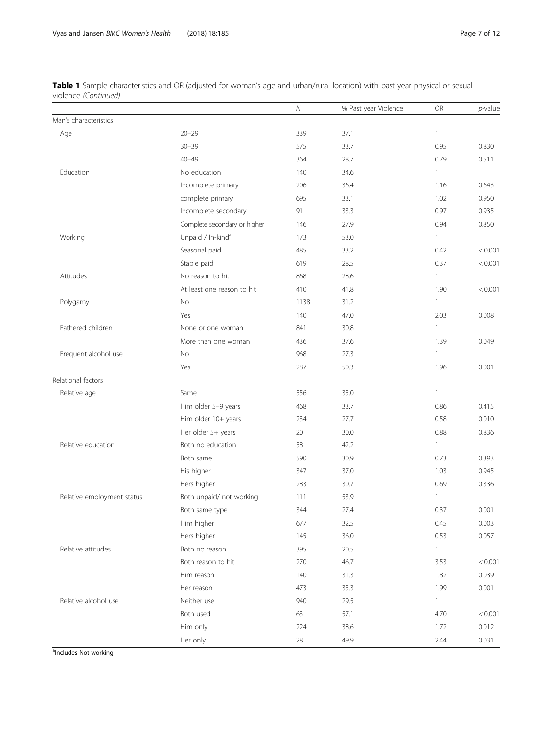**Table 1** Sample characteristics and OR (adjusted for woman's age and urban/rural location) with past year physical or sexual violence *(Continued)*

| | | *N* | % Past year Violence | OR | *p*-value |
|---|---|---|---|---|---|
| Man's characteristics | | | | | |
| Age | 20–29 | 339 | 37.1 | 1 | |
| | 30–39 | 575 | 33.7 | 0.95 | 0.830 |
| | 40–49 | 364 | 28.7 | 0.79 | 0.511 |
| Education | No education | 140 | 34.6 | 1 | |
| | Incomplete primary | 206 | 36.4 | 1.16 | 0.643 |
| | complete primary | 695 | 33.1 | 1.02 | 0.950 |
| | Incomplete secondary | 91 | 33.3 | 0.97 | 0.935 |
| | Complete secondary or higher | 146 | 27.9 | 0.94 | 0.850 |
| Working | Unpaid / In-kind[a] | 173 | 53.0 | 1 | |
| | Seasonal paid | 485 | 33.2 | 0.42 | < 0.001 |
| | Stable paid | 619 | 28.5 | 0.37 | < 0.001 |
| Attitudes | No reason to hit | 868 | 28.6 | 1 | |
| | At least one reason to hit | 410 | 41.8 | 1.90 | < 0.001 |
| Polygamy | No | 1138 | 31.2 | 1 | |
| | Yes | 140 | 47.0 | 2.03 | 0.008 |
| Fathered children | None or one woman | 841 | 30.8 | 1 | |
| | More than one woman | 436 | 37.6 | 1.39 | 0.049 |
| Frequent alcohol use | No | 968 | 27.3 | 1 | |
| | Yes | 287 | 50.3 | 1.96 | 0.001 |
| Relational factors | | | | | |
| Relative age | Same | 556 | 35.0 | 1 | |
| | Him older 5–9 years | 468 | 33.7 | 0.86 | 0.415 |
| | Him older 10+ years | 234 | 27.7 | 0.58 | 0.010 |
| | Her older 5+ years | 20 | 30.0 | 0.88 | 0.836 |
| Relative education | Both no education | 58 | 42.2 | 1 | |
| | Both same | 590 | 30.9 | 0.73 | 0.393 |
| | His higher | 347 | 37.0 | 1.03 | 0.945 |
| | Hers higher | 283 | 30.7 | 0.69 | 0.336 |
| Relative employment status | Both unpaid/ not working | 111 | 53.9 | 1 | |
| | Both same type | 344 | 27.4 | 0.37 | 0.001 |
| | Him higher | 677 | 32.5 | 0.45 | 0.003 |
| | Hers higher | 145 | 36.0 | 0.53 | 0.057 |
| Relative attitudes | Both no reason | 395 | 20.5 | 1 | |
| | Both reason to hit | 270 | 46.7 | 3.53 | < 0.001 |
| | Him reason | 140 | 31.3 | 1.82 | 0.039 |
| | Her reason | 473 | 35.3 | 1.99 | 0.001 |
| Relative alcohol use | Neither use | 940 | 29.5 | 1 | |
| | Both used | 63 | 57.1 | 4.70 | < 0.001 |
| | Him only | 224 | 38.6 | 1.72 | 0.012 |
| | Her only | 28 | 49.9 | 2.44 | 0.031 |

[a]Includes Not working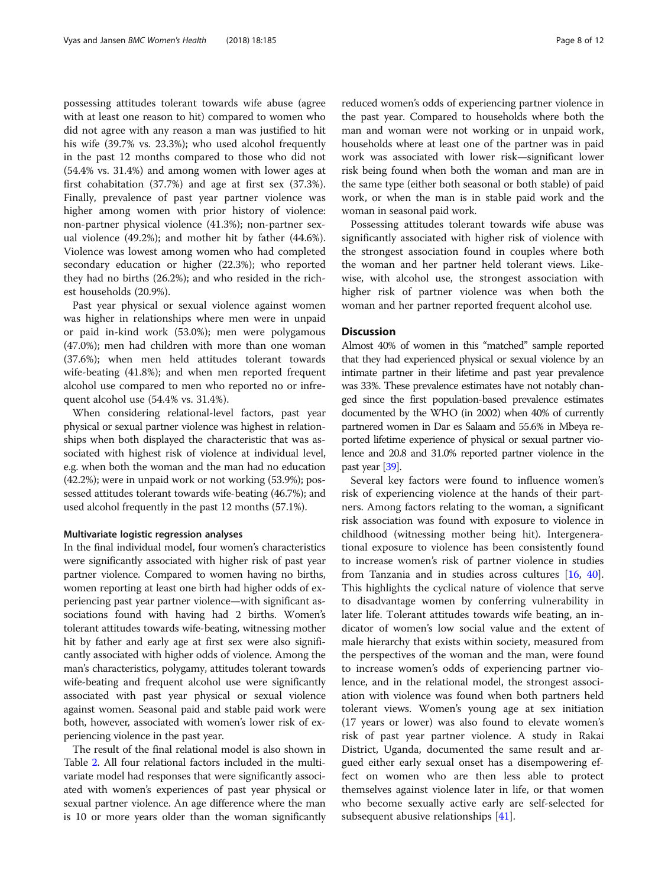possessing attitudes tolerant towards wife abuse (agree with at least one reason to hit) compared to women who did not agree with any reason a man was justified to hit his wife (39.7% vs. 23.3%); who used alcohol frequently in the past 12 months compared to those who did not (54.4% vs. 31.4%) and among women with lower ages at first cohabitation (37.7%) and age at first sex (37.3%). Finally, prevalence of past year partner violence was higher among women with prior history of violence: non-partner physical violence (41.3%); non-partner sexual violence (49.2%); and mother hit by father (44.6%). Violence was lowest among women who had completed secondary education or higher (22.3%); who reported they had no births (26.2%); and who resided in the richest households (20.9%).

Past year physical or sexual violence against women was higher in relationships where men were in unpaid or paid in-kind work (53.0%); men were polygamous (47.0%); men had children with more than one woman (37.6%); when men held attitudes tolerant towards wife-beating (41.8%); and when men reported frequent alcohol use compared to men who reported no or infrequent alcohol use (54.4% vs. 31.4%).

When considering relational-level factors, past year physical or sexual partner violence was highest in relationships when both displayed the characteristic that was associated with highest risk of violence at individual level, e.g. when both the woman and the man had no education (42.2%); were in unpaid work or not working (53.9%); possessed attitudes tolerant towards wife-beating (46.7%); and used alcohol frequently in the past 12 months (57.1%).

#### Multivariate logistic regression analyses

In the final individual model, four women's characteristics were significantly associated with higher risk of past year partner violence. Compared to women having no births, women reporting at least one birth had higher odds of experiencing past year partner violence—with significant associations found with having had 2 births. Women's tolerant attitudes towards wife-beating, witnessing mother hit by father and early age at first sex were also significantly associated with higher odds of violence. Among the man's characteristics, polygamy, attitudes tolerant towards wife-beating and frequent alcohol use were significantly associated with past year physical or sexual violence against women. Seasonal paid and stable paid work were both, however, associated with women's lower risk of experiencing violence in the past year.

The result of the final relational model is also shown in Table 2. All four relational factors included in the multivariate model had responses that were significantly associated with women's experiences of past year physical or sexual partner violence. An age difference where the man is 10 or more years older than the woman significantly reduced women's odds of experiencing partner violence in the past year. Compared to households where both the man and woman were not working or in unpaid work, households where at least one of the partner was in paid work was associated with lower risk—significant lower risk being found when both the woman and man are in the same type (either both seasonal or both stable) of paid work, or when the man is in stable paid work and the woman in seasonal paid work.

Possessing attitudes tolerant towards wife abuse was significantly associated with higher risk of violence with the strongest association found in couples where both the woman and her partner held tolerant views. Likewise, with alcohol use, the strongest association with higher risk of partner violence was when both the woman and her partner reported frequent alcohol use.

## Discussion

Almost 40% of women in this "matched" sample reported that they had experienced physical or sexual violence by an intimate partner in their lifetime and past year prevalence was 33%. These prevalence estimates have not notably changed since the first population-based prevalence estimates documented by the WHO (in 2002) when 40% of currently partnered women in Dar es Salaam and 55.6% in Mbeya reported lifetime experience of physical or sexual partner violence and 20.8 and 31.0% reported partner violence in the past year [39].

Several key factors were found to influence women's risk of experiencing violence at the hands of their partners. Among factors relating to the woman, a significant risk association was found with exposure to violence in childhood (witnessing mother being hit). Intergenerational exposure to violence has been consistently found to increase women's risk of partner violence in studies from Tanzania and in studies across cultures [16, 40]. This highlights the cyclical nature of violence that serve to disadvantage women by conferring vulnerability in later life. Tolerant attitudes towards wife beating, an indicator of women's low social value and the extent of male hierarchy that exists within society, measured from the perspectives of the woman and the man, were found to increase women's odds of experiencing partner violence, and in the relational model, the strongest association with violence was found when both partners held tolerant views. Women's young age at sex initiation (17 years or lower) was also found to elevate women's risk of past year partner violence. A study in Rakai District, Uganda, documented the same result and argued either early sexual onset has a disempowering effect on women who are then less able to protect themselves against violence later in life, or that women who become sexually active early are self-selected for subsequent abusive relationships [41].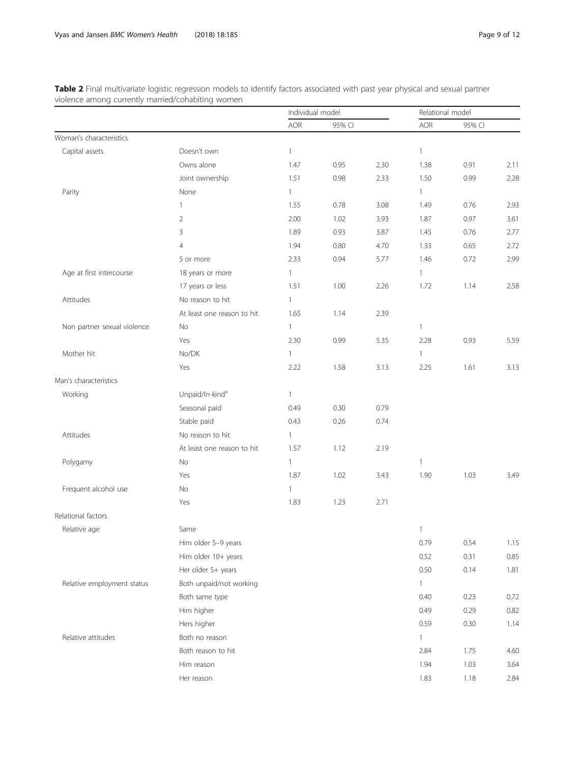**Table 2** Final multivariate logistic regression models to identify factors associated with past year physical and sexual partner violence among currently married/cohabiting women

| | | Individual model | | | Relational model | | |
|---|---|---|---|---|---|---|---|
| | | AOR | 95% CI | | AOR | 95% CI | |
| Woman's characteristics | | | | | | | |
| Capital assets | Doesn't own | 1 | | | 1 | | |
| | Owns alone | 1.47 | 0.95 | 2.30 | 1.38 | 0.91 | 2.11 |
| | Joint ownership | 1.51 | 0.98 | 2.33 | 1.50 | 0.99 | 2.28 |
| Parity | None | 1 | | | 1 | | |
| | 1 | 1.55 | 0.78 | 3.08 | 1.49 | 0.76 | 2.93 |
| | 2 | 2.00 | 1.02 | 3.93 | 1.87 | 0.97 | 3.61 |
| | 3 | 1.89 | 0.93 | 3.87 | 1.45 | 0.76 | 2.77 |
| | 4 | 1.94 | 0.80 | 4.70 | 1.33 | 0.65 | 2.72 |
| | 5 or more | 2.33 | 0.94 | 5.77 | 1.46 | 0.72 | 2.99 |
| Age at first intercourse | 18 years or more | 1 | | | 1 | | |
| | 17 years or less | 1.51 | 1.00 | 2.26 | 1.72 | 1.14 | 2.58 |
| Attitudes | No reason to hit | 1 | | | | | |
| | At least one reason to hit | 1.65 | 1.14 | 2.39 | | | |
| Non partner sexual violence | No | 1 | | | 1 | | |
| | Yes | 2.30 | 0.99 | 5.35 | 2.28 | 0.93 | 5.59 |
| Mother hit | No/DK | 1 | | | 1 | | |
| | Yes | 2.22 | 1.58 | 3.13 | 2.25 | 1.61 | 3.13 |
| Man's characteristics | | | | | | | |
| Working | Unpaid/In-kind[a] | 1 | | | | | |
| | Seasonal paid | 0.49 | 0.30 | 0.79 | | | |
| | Stable paid | 0.43 | 0.26 | 0.74 | | | |
| Attitudes | No reason to hit | 1 | | | | | |
| | At least one reason to hit | 1.57 | 1.12 | 2.19 | | | |
| Polygamy | No | 1 | | | 1 | | |
| | Yes | 1.87 | 1.02 | 3.43 | 1.90 | 1.03 | 3.49 |
| Frequent alcohol use | No | 1 | | | | | |
| | Yes | 1.83 | 1.23 | 2.71 | | | |
| Relational factors | | | | | | | |
| Relative age | Same | | | | 1 | | |
| | Him older 5–9 years | | | | 0.79 | 0.54 | 1.15 |
| | Him older 10+ years | | | | 0.52 | 0.31 | 0.85 |
| | Her older 5+ years | | | | 0.50 | 0.14 | 1.81 |
| Relative employment status | Both unpaid/not working | | | | 1 | | |
| | Both same type | | | | 0.40 | 0.23 | 0.72 |
| | Him higher | | | | 0.49 | 0.29 | 0.82 |
| | Hers higher | | | | 0.59 | 0.30 | 1.14 |
| Relative attitudes | Both no reason | | | | 1 | | |
| | Both reason to hit | | | | 2.84 | 1.75 | 4.60 |
| | Him reason | | | | 1.94 | 1.03 | 3.64 |
| | Her reason | | | | 1.83 | 1.18 | 2.84 |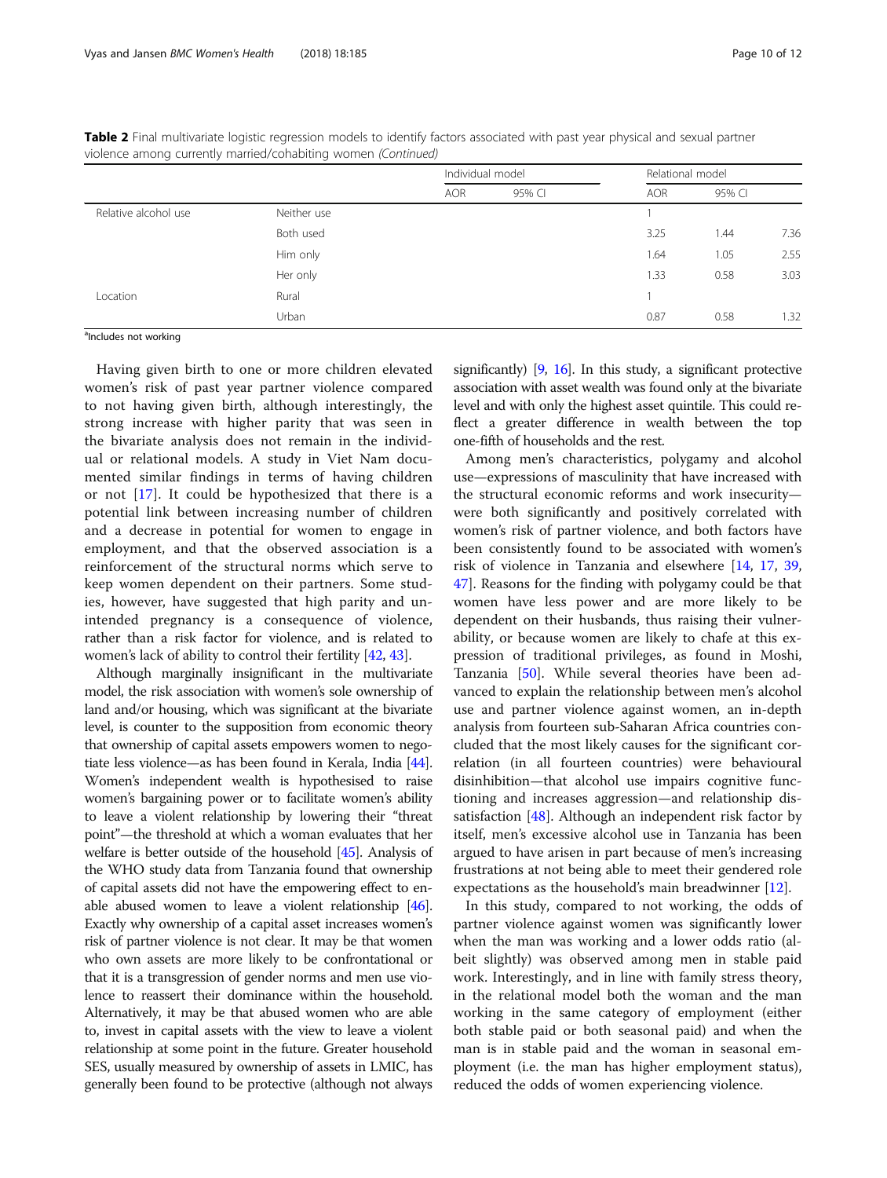**Table 2** Final multivariate logistic regression models to identify factors associated with past year physical and sexual partner violence among currently married/cohabiting women *(Continued)*

| | | Individual model | | Relational model | | |
|---|---|---|---|---|---|---|
| | | AOR | 95% CI | AOR | 95% CI | |
| Relative alcohol use | Neither use | | | 1 | | |
| | Both used | | | 3.25 | 1.44 | 7.36 |
| | Him only | | | 1.64 | 1.05 | 2.55 |
| | Her only | | | 1.33 | 0.58 | 3.03 |
| Location | Rural | | | 1 | | |
| | Urban | | | 0.87 | 0.58 | 1.32 |

[a]Includes not working

Having given birth to one or more children elevated women's risk of past year partner violence compared to not having given birth, although interestingly, the strong increase with higher parity that was seen in the bivariate analysis does not remain in the individual or relational models. A study in Viet Nam documented similar findings in terms of having children or not [17]. It could be hypothesized that there is a potential link between increasing number of children and a decrease in potential for women to engage in employment, and that the observed association is a reinforcement of the structural norms which serve to keep women dependent on their partners. Some studies, however, have suggested that high parity and unintended pregnancy is a consequence of violence, rather than a risk factor for violence, and is related to women's lack of ability to control their fertility [42, 43].

Although marginally insignificant in the multivariate model, the risk association with women's sole ownership of land and/or housing, which was significant at the bivariate level, is counter to the supposition from economic theory that ownership of capital assets empowers women to negotiate less violence—as has been found in Kerala, India [44]. Women's independent wealth is hypothesised to raise women's bargaining power or to facilitate women's ability to leave a violent relationship by lowering their "threat point"—the threshold at which a woman evaluates that her welfare is better outside of the household [45]. Analysis of the WHO study data from Tanzania found that ownership of capital assets did not have the empowering effect to enable abused women to leave a violent relationship [46]. Exactly why ownership of a capital asset increases women's risk of partner violence is not clear. It may be that women who own assets are more likely to be confrontational or that it is a transgression of gender norms and men use violence to reassert their dominance within the household. Alternatively, it may be that abused women who are able to, invest in capital assets with the view to leave a violent relationship at some point in the future. Greater household SES, usually measured by ownership of assets in LMIC, has generally been found to be protective (although not always significantly) [9, 16]. In this study, a significant protective association with asset wealth was found only at the bivariate level and with only the highest asset quintile. This could reflect a greater difference in wealth between the top one-fifth of households and the rest.

Among men's characteristics, polygamy and alcohol use—expressions of masculinity that have increased with the structural economic reforms and work insecurity—were both significantly and positively correlated with women's risk of partner violence, and both factors have been consistently found to be associated with women's risk of violence in Tanzania and elsewhere [14, 17, 39, 47]. Reasons for the finding with polygamy could be that women have less power and are more likely to be dependent on their husbands, thus raising their vulnerability, or because women are likely to chafe at this expression of traditional privileges, as found in Moshi, Tanzania [50]. While several theories have been advanced to explain the relationship between men's alcohol use and partner violence against women, an in-depth analysis from fourteen sub-Saharan Africa countries concluded that the most likely causes for the significant correlation (in all fourteen countries) were behavioural disinhibition—that alcohol use impairs cognitive functioning and increases aggression—and relationship dissatisfaction [48]. Although an independent risk factor by itself, men's excessive alcohol use in Tanzania has been argued to have arisen in part because of men's increasing frustrations at not being able to meet their gendered role expectations as the household's main breadwinner [12].

In this study, compared to not working, the odds of partner violence against women was significantly lower when the man was working and a lower odds ratio (albeit slightly) was observed among men in stable paid work. Interestingly, and in line with family stress theory, in the relational model both the woman and the man working in the same category of employment (either both stable paid or both seasonal paid) and when the man is in stable paid and the woman in seasonal employment (i.e. the man has higher employment status), reduced the odds of women experiencing violence.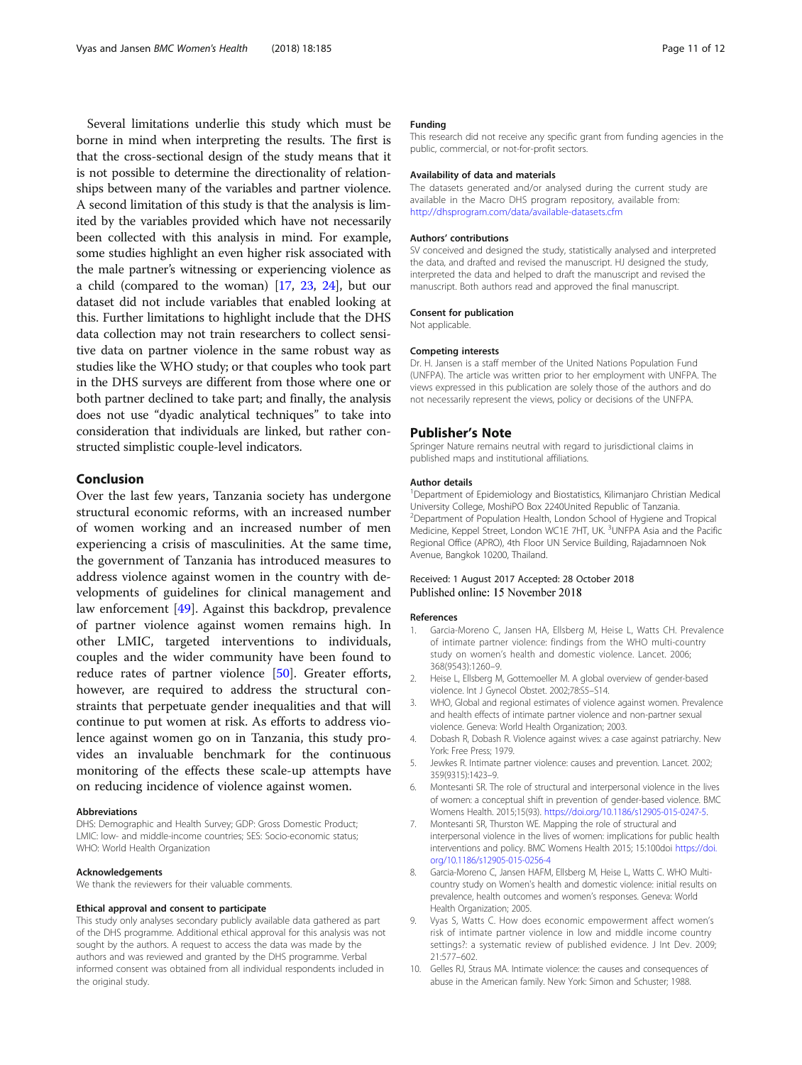Several limitations underlie this study which must be borne in mind when interpreting the results. The first is that the cross-sectional design of the study means that it is not possible to determine the directionality of relationships between many of the variables and partner violence. A second limitation of this study is that the analysis is limited by the variables provided which have not necessarily been collected with this analysis in mind. For example, some studies highlight an even higher risk associated with the male partner's witnessing or experiencing violence as a child (compared to the woman) [17, 23, 24], but our dataset did not include variables that enabled looking at this. Further limitations to highlight include that the DHS data collection may not train researchers to collect sensitive data on partner violence in the same robust way as studies like the WHO study; or that couples who took part in the DHS surveys are different from those where one or both partner declined to take part; and finally, the analysis does not use "dyadic analytical techniques" to take into consideration that individuals are linked, but rather constructed simplistic couple-level indicators.

## Conclusion

Over the last few years, Tanzania society has undergone structural economic reforms, with an increased number of women working and an increased number of men experiencing a crisis of masculinities. At the same time, the government of Tanzania has introduced measures to address violence against women in the country with developments of guidelines for clinical management and law enforcement [49]. Against this backdrop, prevalence of partner violence against women remains high. In other LMIC, targeted interventions to individuals, couples and the wider community have been found to reduce rates of partner violence [50]. Greater efforts, however, are required to address the structural constraints that perpetuate gender inequalities and that will continue to put women at risk. As efforts to address violence against women go on in Tanzania, this study provides an invaluable benchmark for the continuous monitoring of the effects these scale-up attempts have on reducing incidence of violence against women.

#### Abbreviations

DHS: Demographic and Health Survey; GDP: Gross Domestic Product; LMIC: low- and middle-income countries; SES: Socio-economic status; WHO: World Health Organization

#### Acknowledgements

We thank the reviewers for their valuable comments.

#### Ethical approval and consent to participate

This study only analyses secondary publicly available data gathered as part of the DHS programme. Additional ethical approval for this analysis was not sought by the authors. A request to access the data was made by the authors and was reviewed and granted by the DHS programme. Verbal informed consent was obtained from all individual respondents included in the original study.

#### Funding

This research did not receive any specific grant from funding agencies in the public, commercial, or not-for-profit sectors.

#### Availability of data and materials

The datasets generated and/or analysed during the current study are available in the Macro DHS program repository, available from: http://dhsprogram.com/data/available-datasets.cfm

#### Authors' contributions

SV conceived and designed the study, statistically analysed and interpreted the data, and drafted and revised the manuscript. HJ designed the study, interpreted the data and helped to draft the manuscript and revised the manuscript. Both authors read and approved the final manuscript.

#### Consent for publication

Not applicable.

#### Competing interests

Dr. H. Jansen is a staff member of the United Nations Population Fund (UNFPA). The article was written prior to her employment with UNFPA. The views expressed in this publication are solely those of the authors and do not necessarily represent the views, policy or decisions of the UNFPA.

## Publisher's Note

Springer Nature remains neutral with regard to jurisdictional claims in published maps and institutional affiliations.

#### Author details

[1]Department of Epidemiology and Biostatistics, Kilimanjaro Christian Medical University College, MoshiPO Box 2240United Republic of Tanzania. [2]Department of Population Health, London School of Hygiene and Tropical Medicine, Keppel Street, London WC1E 7HT, UK. [3]UNFPA Asia and the Pacific Regional Office (APRO), 4th Floor UN Service Building, Rajadamnoen Nok Avenue, Bangkok 10200, Thailand.

Received: 1 August 2017 Accepted: 28 October 2018
Published online: 15 November 2018

#### References

1. Garcia-Moreno C, Jansen HA, Ellsberg M, Heise L, Watts CH. Prevalence of intimate partner violence: findings from the WHO multi-country study on women's health and domestic violence. Lancet. 2006; 368(9543):1260–9.
2. Heise L, Ellsberg M, Gottemoeller M. A global overview of gender-based violence. Int J Gynecol Obstet. 2002;78:S5–S14.
3. WHO, Global and regional estimates of violence against women. Prevalence and health effects of intimate partner violence and non-partner sexual violence. Geneva: World Health Organization; 2003.
4. Dobash R, Dobash R. Violence against wives: a case against patriarchy. New York: Free Press; 1979.
5. Jewkes R. Intimate partner violence: causes and prevention. Lancet. 2002; 359(9315):1423–9.
6. Montesanti SR. The role of structural and interpersonal violence in the lives of women: a conceptual shift in prevention of gender-based violence. BMC Womens Health. 2015;15(93). https://doi.org/10.1186/s12905-015-0247-5.
7. Montesanti SR, Thurston WE. Mapping the role of structural and interpersonal violence in the lives of women: implications for public health interventions and policy. BMC Womens Health 2015; 15:100doi https://doi.org/10.1186/s12905-015-0256-4
8. Garcia-Moreno C, Jansen HAFM, Ellsberg M, Heise L, Watts C. WHO Multi-country study on Women's health and domestic violence: initial results on prevalence, health outcomes and women's responses. Geneva: World Health Organization; 2005.
9. Vyas S, Watts C. How does economic empowerment affect women's risk of intimate partner violence in low and middle income country settings?: a systematic review of published evidence. J Int Dev. 2009; 21:577–602.
10. Gelles RJ, Straus MA. Intimate violence: the causes and consequences of abuse in the American family. New York: Simon and Schuster; 1988.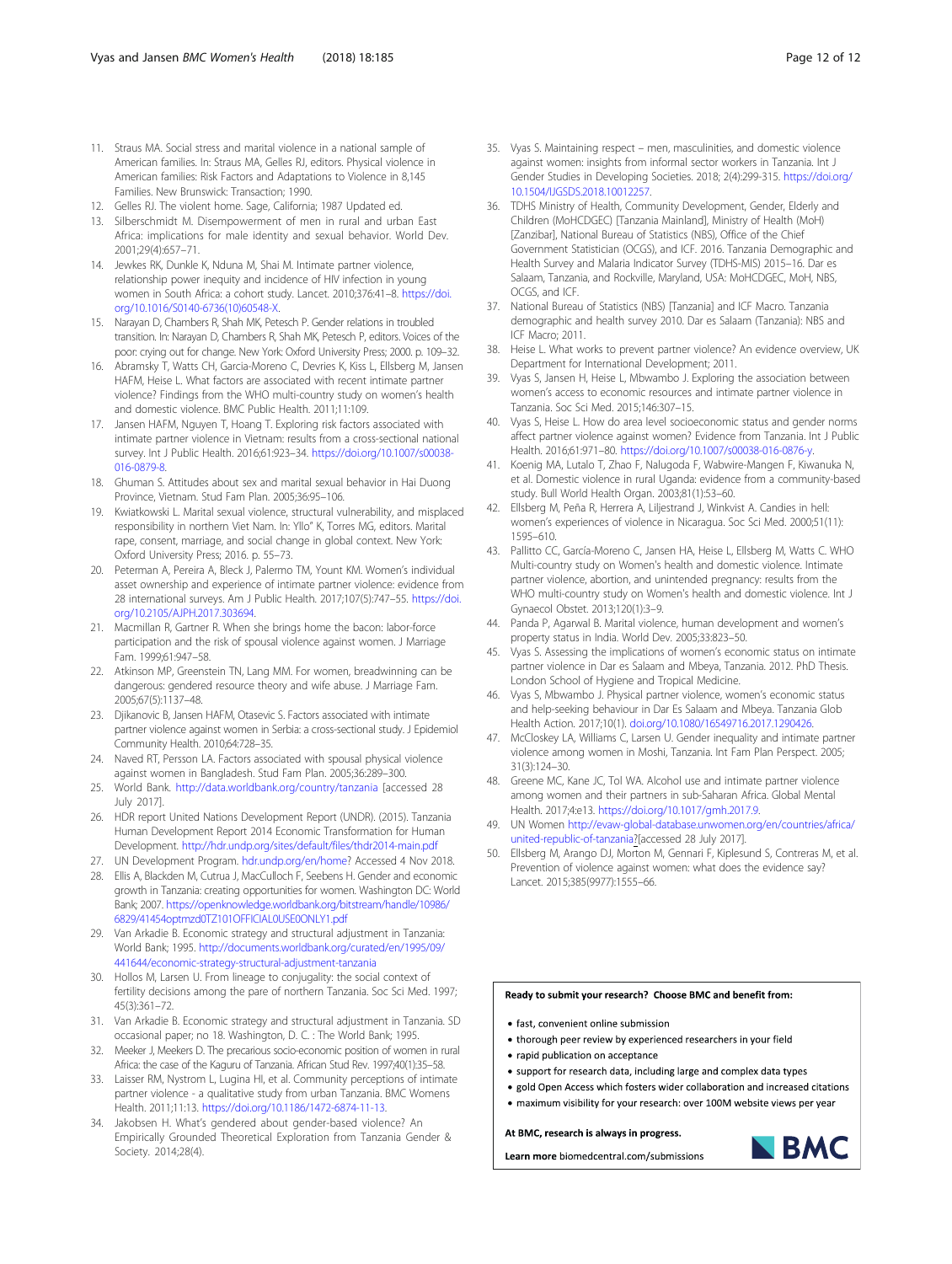11. Straus MA. Social stress and marital violence in a national sample of American families. In: Straus MA, Gelles RJ, editors. Physical violence in American families: Risk Factors and Adaptations to Violence in 8,145 Families. New Brunswick: Transaction; 1990.
12. Gelles RJ. The violent home. Sage, California; 1987 Updated ed.
13. Silberschmidt M. Disempowerment of men in rural and urban East Africa: implications for male identity and sexual behavior. World Dev. 2001;29(4):657–71.
14. Jewkes RK, Dunkle K, Nduna M, Shai M. Intimate partner violence, relationship power inequity and incidence of HIV infection in young women in South Africa: a cohort study. Lancet. 2010;376:41–8. https://doi.org/10.1016/S0140-6736(10)60548-X.
15. Narayan D, Chambers R, Shah MK, Petesch P. Gender relations in troubled transition. In: Narayan D, Chambers R, Shah MK, Petesch P, editors. Voices of the poor: crying out for change. New York: Oxford University Press; 2000. p. 109–32.
16. Abramsky T, Watts CH, Garcia-Moreno C, Devries K, Kiss L, Ellsberg M, Jansen HAFM, Heise L. What factors are associated with recent intimate partner violence? Findings from the WHO multi-country study on women's health and domestic violence. BMC Public Health. 2011;11:109.
17. Jansen HAFM, Nguyen T, Hoang T. Exploring risk factors associated with intimate partner violence in Vietnam: results from a cross-sectional national survey. Int J Public Health. 2016;61:923–34. https://doi.org/10.1007/s00038-016-0879-8.
18. Ghuman S. Attitudes about sex and marital sexual behavior in Hai Duong Province, Vietnam. Stud Fam Plan. 2005;36:95–106.
19. Kwiatkowski L. Marital sexual violence, structural vulnerability, and misplaced responsibility in northern Viet Nam. In: Yllo" K, Torres MG, editors. Marital rape, consent, marriage, and social change in global context. New York: Oxford University Press; 2016. p. 55–73.
20. Peterman A, Pereira A, Bleck J, Palermo TM, Yount KM. Women's individual asset ownership and experience of intimate partner violence: evidence from 28 international surveys. Am J Public Health. 2017;107(5):747–55. https://doi.org/10.2105/AJPH.2017.303694.
21. Macmillan R, Gartner R. When she brings home the bacon: labor-force participation and the risk of spousal violence against women. J Marriage Fam. 1999;61:947–58.
22. Atkinson MP, Greenstein TN, Lang MM. For women, breadwinning can be dangerous: gendered resource theory and wife abuse. J Marriage Fam. 2005;67(5):1137–48.
23. Djikanovic B, Jansen HAFM, Otasevic S. Factors associated with intimate partner violence against women in Serbia: a cross-sectional study. J Epidemiol Community Health. 2010;64:728–35.
24. Naved RT, Persson LA. Factors associated with spousal physical violence against women in Bangladesh. Stud Fam Plan. 2005;36:289–300.
25. World Bank. http://data.worldbank.org/country/tanzania [accessed 28 July 2017].
26. HDR report United Nations Development Report (UNDR). (2015). Tanzania Human Development Report 2014 Economic Transformation for Human Development. http://hdr.undp.org/sites/default/files/thdr2014-main.pdf
27. UN Development Program. hdr.undp.org/en/home? Accessed 4 Nov 2018.
28. Ellis A, Blackden M, Cutrua J, MacCulloch F, Seebens H. Gender and economic growth in Tanzania: creating opportunities for women. Washington DC: World Bank; 2007. https://openknowledge.worldbank.org/bitstream/handle/10986/6829/41454optmzd0TZ101OFFICIAL0USE0ONLY1.pdf
29. Van Arkadie B. Economic strategy and structural adjustment in Tanzania: World Bank; 1995. http://documents.worldbank.org/curated/en/1995/09/441644/economic-strategy-structural-adjustment-tanzania
30. Hollos M, Larsen U. From lineage to conjugality: the social context of fertility decisions among the pare of northern Tanzania. Soc Sci Med. 1997;45(3):361–72.
31. Van Arkadie B. Economic strategy and structural adjustment in Tanzania. SD occasional paper; no 18. Washington, D. C. : The World Bank; 1995.
32. Meeker J, Meekers D. The precarious socio-economic position of women in rural Africa: the case of the Kaguru of Tanzania. African Stud Rev. 1997;40(1):35–58.
33. Laisser RM, Nystrom L, Lugina HI, et al. Community perceptions of intimate partner violence - a qualitative study from urban Tanzania. BMC Womens Health. 2011;11:13. https://doi.org/10.1186/1472-6874-11-13.
34. Jakobsen H. What's gendered about gender-based violence? An Empirically Grounded Theoretical Exploration from Tanzania Gender & Society. 2014;28(4).
35. Vyas S. Maintaining respect – men, masculinities, and domestic violence against women: insights from informal sector workers in Tanzania. Int J Gender Studies in Developing Societies. 2018; 2(4):299-315. https://doi.org/10.1504/IJGSDS.2018.10012257.
36. TDHS Ministry of Health, Community Development, Gender, Elderly and Children (MoHCDGEC) [Tanzania Mainland], Ministry of Health (MoH) [Zanzibar], National Bureau of Statistics (NBS), Office of the Chief Government Statistician (OCGS), and ICF. 2016. Tanzania Demographic and Health Survey and Malaria Indicator Survey (TDHS-MIS) 2015–16. Dar es Salaam, Tanzania, and Rockville, Maryland, USA: MoHCDGEC, MoH, NBS, OCGS, and ICF.
37. National Bureau of Statistics (NBS) [Tanzania] and ICF Macro. Tanzania demographic and health survey 2010. Dar es Salaam (Tanzania): NBS and ICF Macro; 2011.
38. Heise L. What works to prevent partner violence? An evidence overview, UK Department for International Development; 2011.
39. Vyas S, Jansen H, Heise L, Mbwambo J. Exploring the association between women's access to economic resources and intimate partner violence in Tanzania. Soc Sci Med. 2015;146:307–15.
40. Vyas S, Heise L. How do area level socioeconomic status and gender norms affect partner violence against women? Evidence from Tanzania. Int J Public Health. 2016;61:971–80. https://doi.org/10.1007/s00038-016-0876-y.
41. Koenig MA, Lutalo T, Zhao F, Nalugoda F, Wabwire-Mangen F, Kiwanuka N, et al. Domestic violence in rural Uganda: evidence from a community-based study. Bull World Health Organ. 2003;81(1):53–60.
42. Ellsberg M, Peña R, Herrera A, Liljestrand J, Winkvist A. Candies in hell: women's experiences of violence in Nicaragua. Soc Sci Med. 2000;51(11):1595–610.
43. Pallitto CC, García-Moreno C, Jansen HA, Heise L, Ellsberg M, Watts C. WHO Multi-country study on Women's health and domestic violence. Intimate partner violence, abortion, and unintended pregnancy: results from the WHO multi-country study on Women's health and domestic violence. Int J Gynaecol Obstet. 2013;120(1):3–9.
44. Panda P, Agarwal B. Marital violence, human development and women's property status in India. World Dev. 2005;33:823–50.
45. Vyas S. Assessing the implications of women's economic status on intimate partner violence in Dar es Salaam and Mbeya, Tanzania. 2012. PhD Thesis. London School of Hygiene and Tropical Medicine.
46. Vyas S, Mbwambo J. Physical partner violence, women's economic status and help-seeking behaviour in Dar Es Salaam and Mbeya. Tanzania Glob Health Action. 2017;10(1). doi.org/10.1080/16549716.2017.1290426.
47. McCloskey LA, Williams C, Larsen U. Gender inequality and intimate partner violence among women in Moshi, Tanzania. Int Fam Plan Perspect. 2005;31(3):124–30.
48. Greene MC, Kane JC, Tol WA. Alcohol use and intimate partner violence among women and their partners in sub-Saharan Africa. Global Mental Health. 2017;4:e13. https://doi.org/10.1017/gmh.2017.9.
49. UN Women http://evaw-global-database.unwomen.org/en/countries/africa/united-republic-of-tanzania?[accessed 28 July 2017].
50. Ellsberg M, Arango DJ, Morton M, Gennari F, Kiplesund S, Contreras M, et al. Prevention of violence against women: what does the evidence say? Lancet. 2015;385(9977):1555–66.

**Ready to submit your research? Choose BMC and benefit from:**

- fast, convenient online submission
- thorough peer review by experienced researchers in your field
- rapid publication on acceptance
- support for research data, including large and complex data types
- gold Open Access which fosters wider collaboration and increased citations
- maximum visibility for your research: over 100M website views per year

**At BMC, research is always in progress.**

**Learn more** biomedcentral.com/submissions

BMC